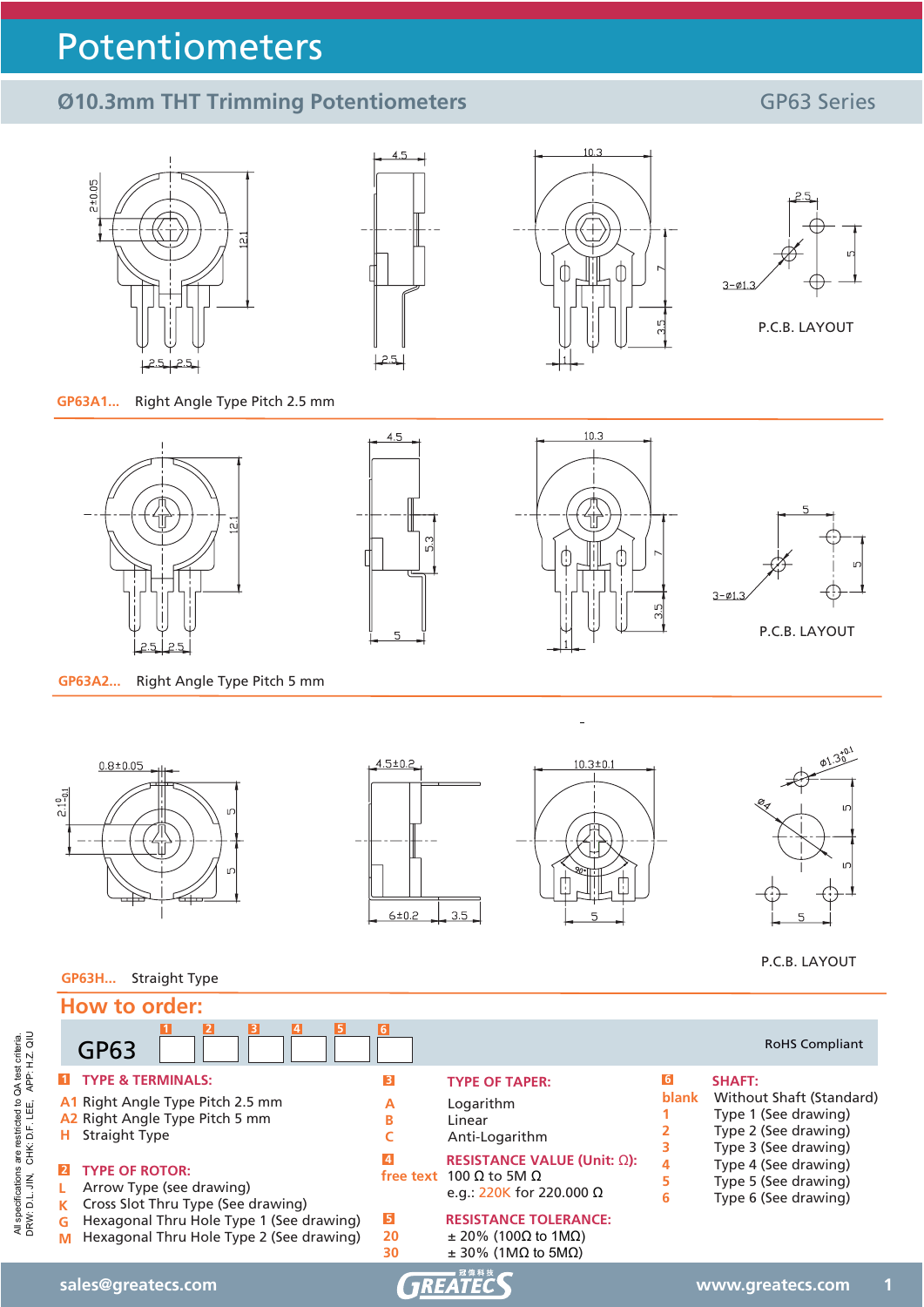# Potentiometers

## Ø10.3mm THT Trimming Potentiometers

GP63 Series

P.C.B. LAYOUT

**GP63A1...** Right Angle Type Pitch 2.5 mm

P.C.B. LAYOUT

**GP63A2...** Right Angle Type Pitch 5 mm

P.C.B. LAYOUT

**GP63H...** Straight Type

## How to order:

GP63 [1] [2] [3] [4] [5] [6]

RoHS Compliant

**1 TYPE & TERMINALS:**

- A1 Right Angle Type Pitch 2.5 mm
- A2 Right Angle Type Pitch 5 mm
- H Straight Type

**2 TYPE OF ROTOR:**

- L Arrow Type (see drawing)
- K Cross Slot Thru Type (See drawing)
- G Hexagonal Thru Hole Type 1 (See drawing)
- M Hexagonal Thru Hole Type 2 (See drawing)

**3 TYPE OF TAPER:**

- A Logarithm
- B Linear
- C Anti-Logarithm

**4 RESISTANCE VALUE (Unit: Ω):**

free text 100 Ω to 5M Ω

e.g.: 220K for 220.000 Ω

**5 RESISTANCE TOLERANCE:**

- 20 ± 20% (100Ω to 1MΩ)
- 30 ± 30% (1MΩ to 5MΩ)

**6 SHAFT:**

- blank Without Shaft (Standard)
- 1 Type 1 (See drawing)
- 2 Type 2 (See drawing)
- 3 Type 3 (See drawing)
- 4 Type 4 (See drawing)
- 5 Type 5 (See drawing)
- 6 Type 6 (See drawing)

All specifications are restricted to QA test criteria. DRW: D.L.JIN, CHK: D.F. LEE, APP: H.Z. QIU

sales@greatecs.com www.greatecs.com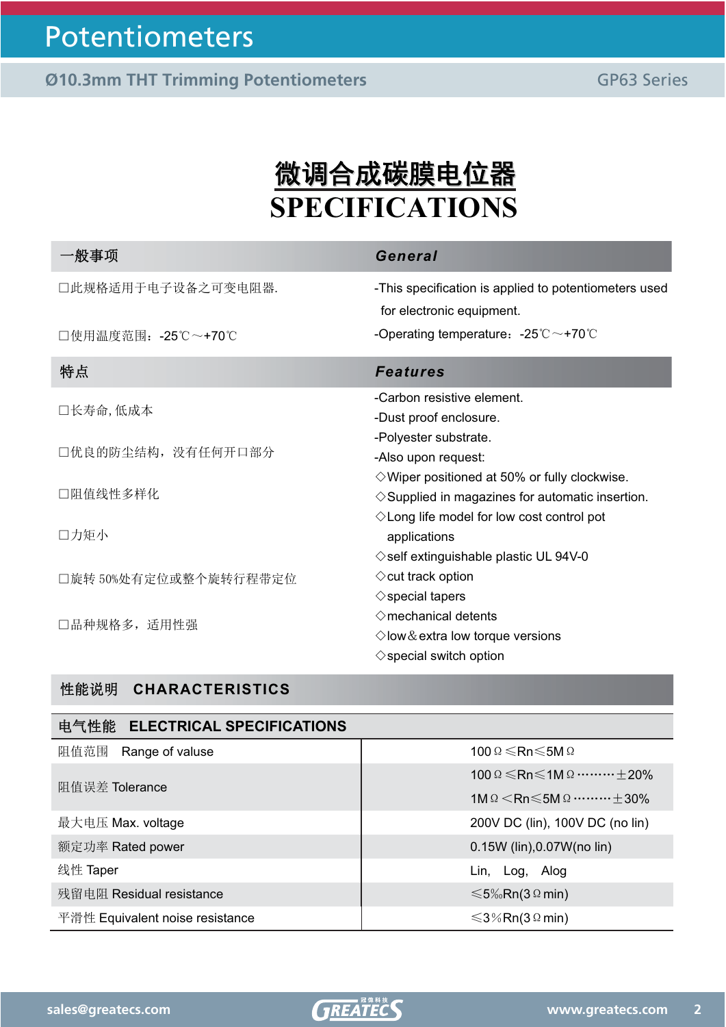# 微调合成碳膜电位器

# SPECIFICATIONS

| 一般事项 | General |
|---|---|
| □此规格适用于电子设备之可变电阻器. | -This specification is applied to potentiometers used for electronic equipment. |
| □使用温度范围：-25℃～+70℃ | -Operating temperature：-25℃～+70℃ |

| 特点 | Features |
|---|---|
| □长寿命, 低成本<br>□优良的防尘结构，没有任何开口部分<br>□阻值线性多样化<br>□力矩小<br>□旋转 50%处有定位或整个旋转行程带定位<br>□品种规格多，适用性强 | -Carbon resistive element.<br>-Dust proof enclosure.<br>-Polyester substrate.<br>-Also upon request:<br>◇Wiper positioned at 50% or fully clockwise.<br>◇Supplied in magazines for automatic insertion.<br>◇Long life model for low cost control pot applications<br>◇self extinguishable plastic UL 94V-0<br>◇cut track option<br>◇special tapers<br>◇mechanical detents<br>◇low＆extra low torque versions<br>◇special switch option |

## 性能说明 CHARACTERISTICS

| 电气性能 ELECTRICAL SPECIFICATIONS | |
|---|---|
| 阻值范围 Range of valuse | 100Ω≤Rn≤5MΩ |
| 阻值误差 Tolerance | 100Ω≤Rn≤1MΩ·········±20%<br>1MΩ＜Rn≤5MΩ·········±30% |
| 最大电压 Max. voltage | 200V DC (lin), 100V DC (no lin) |
| 额定功率 Rated power | 0.15W (lin),0.07W(no lin) |
| 线性 Taper | Lin, Log, Alog |
| 残留电阻 Residual resistance | ≤5‰Rn(3Ω min) |
| 平滑性 Equivalent noise resistance | ≤3%Rn(3Ω min) |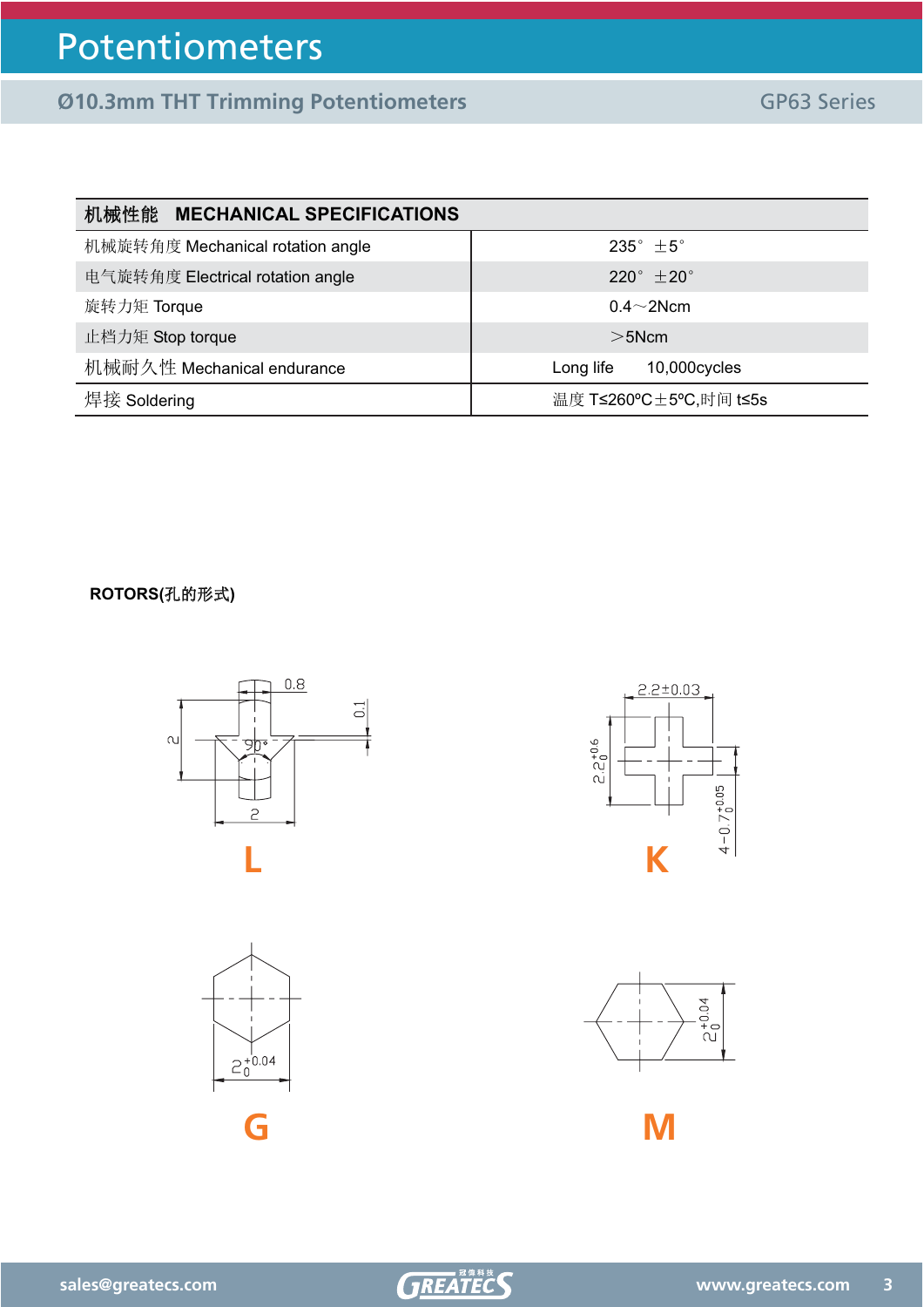# Potentiometers

## Ø10.3mm THT Trimming Potentiometers

GP63 Series

| 机械性能 MECHANICAL SPECIFICATIONS | |
|---|---|
| 机械旋转角度 Mechanical rotation angle | 235° ±5° |
| 电气旋转角度 Electrical rotation angle | 220° ±20° |
| 旋转力矩 Torque | 0.4～2Ncm |
| 止档力矩 Stop torque | ＞5Ncm |
| 机械耐久性 Mechanical endurance | Long life 10,000cycles |
| 焊接 Soldering | 温度 T≤260ºC±5ºC,时间 t≤5s |

**ROTORS(孔的形式)**

L

K

G

M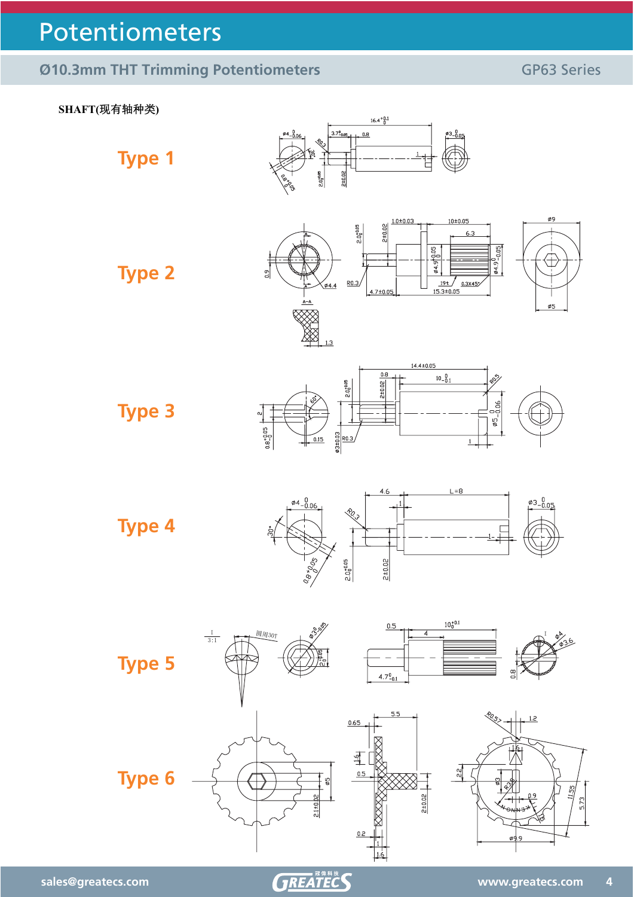# Potentiometers

## Ø10.3mm THT Trimming Potentiometers

GP63 Series

**SHAFT(现有轴种类)**

### Type 1

16.4 $^{+0.1}_{0}$
ø4 $^{0}_{-0.06}$
3.7 $^{0}_{-0.05}$
0.8
ø3 $^{0}_{-0.05}$
R0.3
30°
1
2.0 $^{+0.05}_{0}$
2±0.02
0.8 $^{+0.05}_{0}$

### Type 2

1.0±0.03
10±0.05
6.3
2.0 $^{+0.05}_{0}$
2±0.02
ø9
ø4.9 $^{+0.05}_{0}$
ø4.9 $^{0}_{-0.05}$
0.9
ø4.4
R0.3
19t
0.3X45°
4.7±0.05
15.3±0.05
ø5
A-A
1.3

### Type 3

14.4±0.05
0.8
10 $^{0}_{-0.1}$
R0.5
2.0 $^{+0.05}_{0}$
2±0.02
60°
2
ø5 $^{0}_{-0.06}$
0.8 $^{+0.05}_{0}$
0.15
ø3±0.03
R0.3
1

### Type 4

4.6
L=8
ø4 $^{0}_{-0.06}$
ø3 $^{0}_{-0.05}$
R0.3
1
30°
0.8 $^{+0.05}_{0}$
2.0 $^{+0.05}_{0}$
2±0.02

### Type 5

I
3:1
圆周30T
ø3 $^{0}_{-0.05}$
2 $^{+0.05}_{0}$
0.5
10 $^{+0.1}_{0}$
4
4.7 $^{0}_{-0.1}$
I
ø4
ø3.6
0.8

### Type 6

5.5
0.65
1.6
0.5
ø5
2.1±0.02
2±0.02
0.2
1
1.6
R0.57
1.2
1.6
2.2
ø3
R3.8
0.9
11.55
5.73
ø9.9